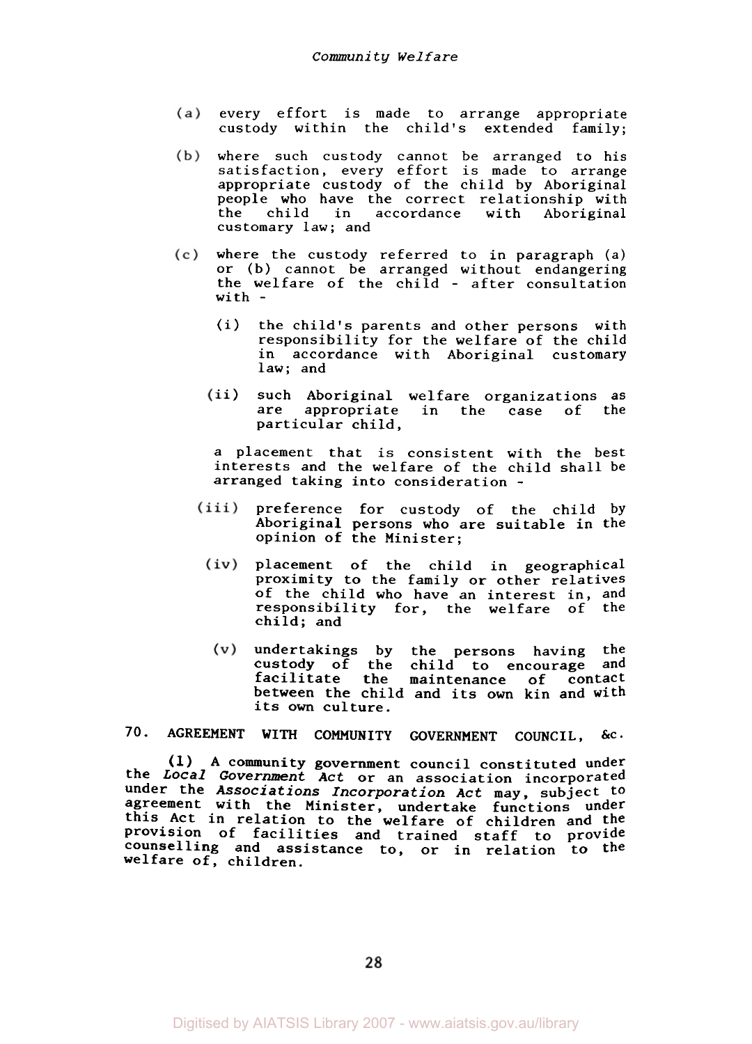(a) every effort is made to arrange appropriate custody within the child's extended family;

(b) where such custody cannot be arranged to his satisfaction, every effort is made to arrange appropriate custody of the child by Aboriginal people who have the correct relationship with the child in accordance with Aboriginal customary law; and

(c) where the custody referred to in paragraph (a) or (b) cannot be arranged without endangering the welfare of the child - after consultation with -

(i) the child's parents and other persons with responsibility for the welfare of the child in accordance with Aboriginal customary law; and

(ii) such Aboriginal welfare organizations as are appropriate in the case of the particular child,

a placement that is consistent with the best interests and the welfare of the child shall be arranged taking into consideration -

(iii) preference for custody of the child by Aboriginal persons who are suitable in the opinion of the Minister;

(iv) placement of the child in geographical proximity to the family or other relatives of the child who have an interest in, and responsibility for, the welfare of the child; and

(v) undertakings by the persons having the custody of the child to encourage and facilitate the maintenance of contact between the child and its own kin and with its own culture.

## 70. AGREEMENT WITH COMMUNITY GOVERNMENT COUNCIL, &c.

**(1)** A community government council constituted under the *Local Government Act* or an association incorporated under the *Associations Incorporation Act* may, subject to agreement with the Minister, undertake functions under this Act in relation to the welfare of children and the provision of facilities and trained staff to provide counselling and assistance to, or in relation to the welfare of, children.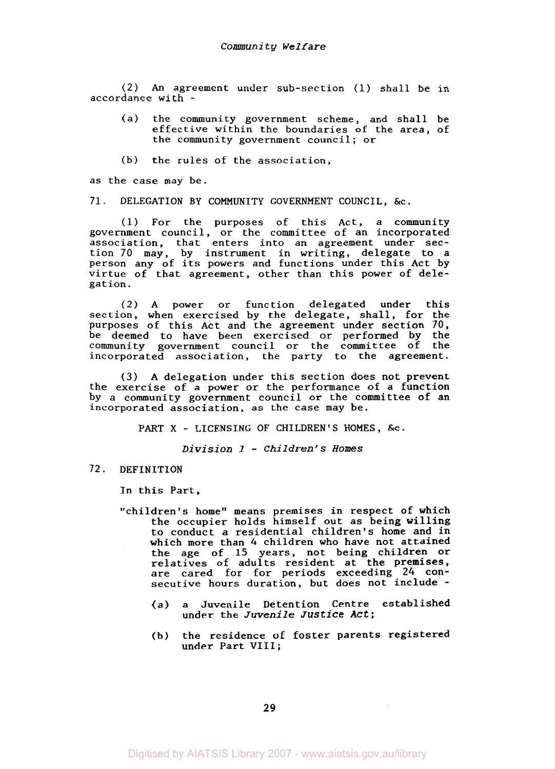(2) An agreement under sub-section (1) shall be in accordance with -

(a) the community government scheme, and shall be effective within the boundaries of the area, of the community government council; or

(b) the rules of the association,

as the case may be.

71. DELEGATION BY COMMUNITY GOVERNMENT COUNCIL, &c.

(1) For the purposes of this Act, a community government council, or the committee of an incorporated association, that enters into an agreement under section 70 may, by instrument in writing, delegate to a person any of its powers and functions under this Act by virtue of that agreement, other than this power of delegation.

(2) A power or function delegated under this section, when exercised by the delegate, shall, for the purposes of this Act and the agreement under section 70, be deemed to have been exercised or performed by the community government council or the committee of the incorporated association, the party to the agreement.

(3) A delegation under this section does not prevent the exercise of a power or the performance of a function by a community government council or the committee of an incorporated association, as the case may be.

## PART X - LICENSING OF CHILDREN'S HOMES, &c.

### *Division 1 - Children's Homes*

72. DEFINITION

In this Part,

"children's home" means premises in respect of which the occupier holds himself out as being willing to conduct a residential children's home and in which more than 4 children who have not attained the age of 15 years, not being children or relatives of adults resident at the premises, are cared for for periods exceeding 24 consecutive hours duration, but does not include -

(a) a Juvenile Detention Centre established under the *Juvenile Justice Act*;

(b) the residence of foster parents registered under Part VIII;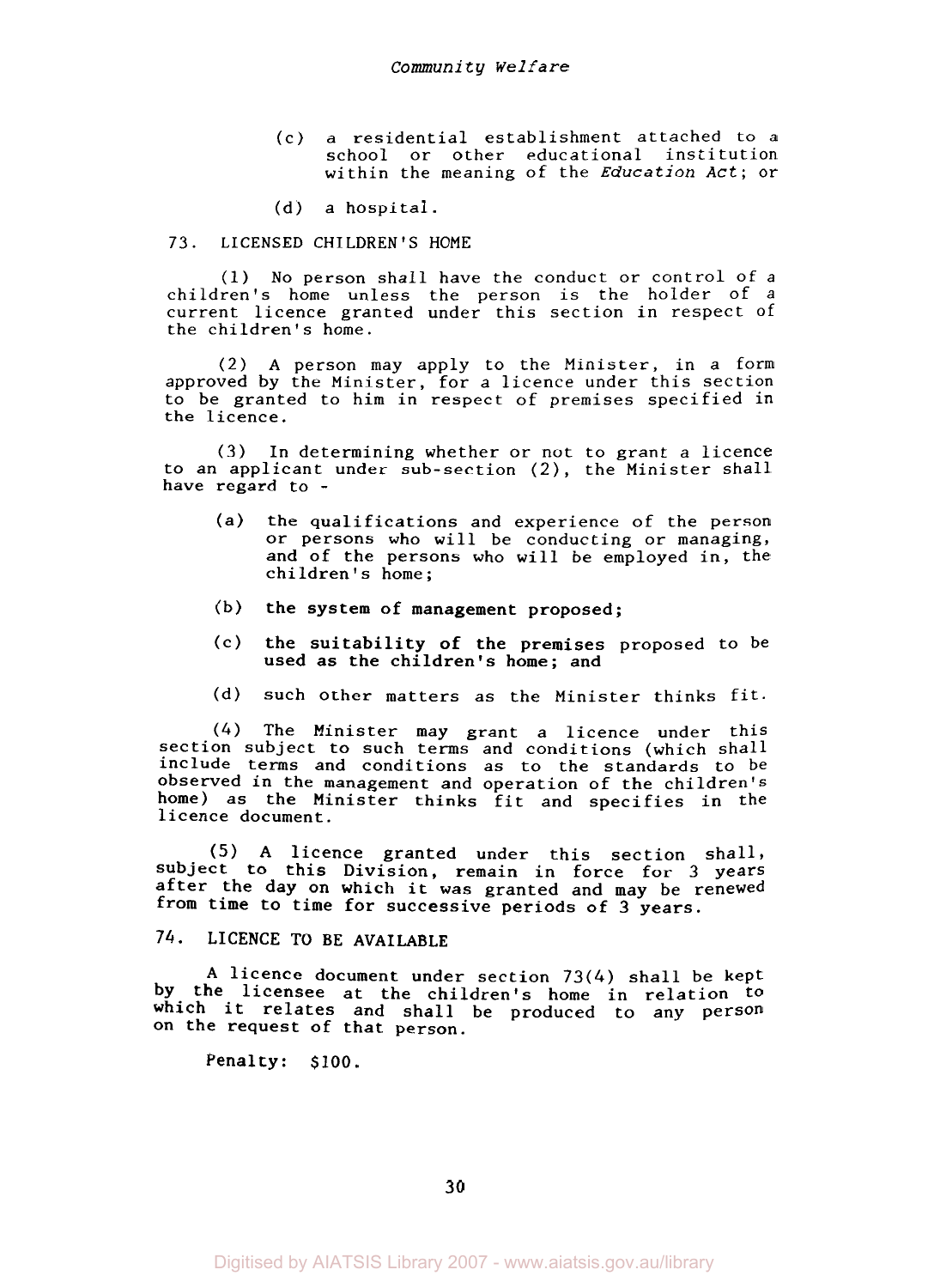(c) a residential establishment attached to a school or other educational institution within the meaning of the *Education Act*; or

(d) a hospital.

## 73. LICENSED CHILDREN'S HOME

(1) No person shall have the conduct or control of a children's home unless the person is the holder of a current licence granted under this section in respect of the children's home.

(2) A person may apply to the Minister, in a form approved by the Minister, for a licence under this section to be granted to him in respect of premises specified in the licence.

(3) In determining whether or not to grant a licence to an applicant under sub-section (2), the Minister shall have regard to -

(a) the qualifications and experience of the person or persons who will be conducting or managing, and of the persons who will be employed in, the children's home;

(b) the system of management proposed;

(c) the suitability of the premises proposed to be used as the children's home; and

(d) such other matters as the Minister thinks fit.

(4) The Minister may grant a licence under this section subject to such terms and conditions (which shall include terms and conditions as to the standards to be observed in the management and operation of the children's home) as the Minister thinks fit and specifies in the licence document.

(5) A licence granted under this section shall, subject to this Division, remain in force for 3 years after the day on which it was granted and may be renewed from time to time for successive periods of 3 years.

## 74. LICENCE TO BE AVAILABLE

A licence document under section 73(4) shall be kept by the licensee at the children's home in relation to which it relates and shall be produced to any person on the request of that person.

Penalty: $100.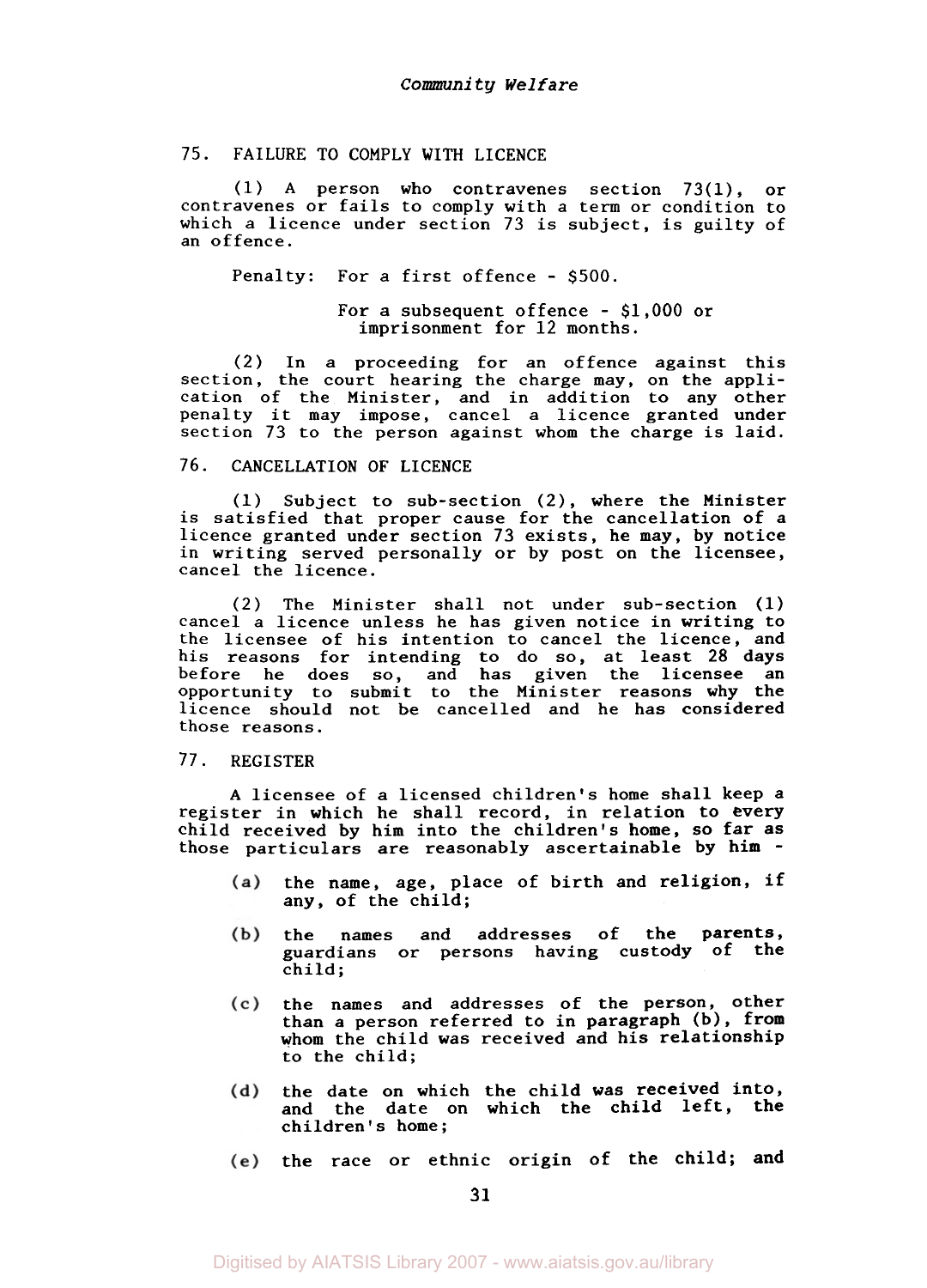## 75. FAILURE TO COMPLY WITH LICENCE

(1) A person who contravenes section 73(1), or contravenes or fails to comply with a term or condition to which a licence under section 73 is subject, is guilty of an offence.

Penalty: For a first offence - $500.

For a subsequent offence - $1,000 or imprisonment for 12 months.

(2) In a proceeding for an offence against this section, the court hearing the charge may, on the application of the Minister, and in addition to any other penalty it may impose, cancel a licence granted under section 73 to the person against whom the charge is laid.

## 76. CANCELLATION OF LICENCE

(1) Subject to sub-section (2), where the Minister is satisfied that proper cause for the cancellation of a licence granted under section 73 exists, he may, by notice in writing served personally or by post on the licensee, cancel the licence.

(2) The Minister shall not under sub-section (1) cancel a licence unless he has given notice in writing to the licensee of his intention to cancel the licence, and his reasons for intending to do so, at least 28 days before he does so, and has given the licensee an opportunity to submit to the Minister reasons why the licence should not be cancelled and he has considered those reasons.

## 77. REGISTER

A licensee of a licensed children's home shall keep a register in which he shall record, in relation to every child received by him into the children's home, so far as those particulars are reasonably ascertainable by him -

(a) the name, age, place of birth and religion, if any, of the child;

(b) the names and addresses of the parents, guardians or persons having custody of the child;

(c) the names and addresses of the person, other than a person referred to in paragraph (b), from whom the child was received and his relationship to the child;

(d) the date on which the child was received into, and the date on which the child left, the children's home;

(e) the race or ethnic origin of the child; and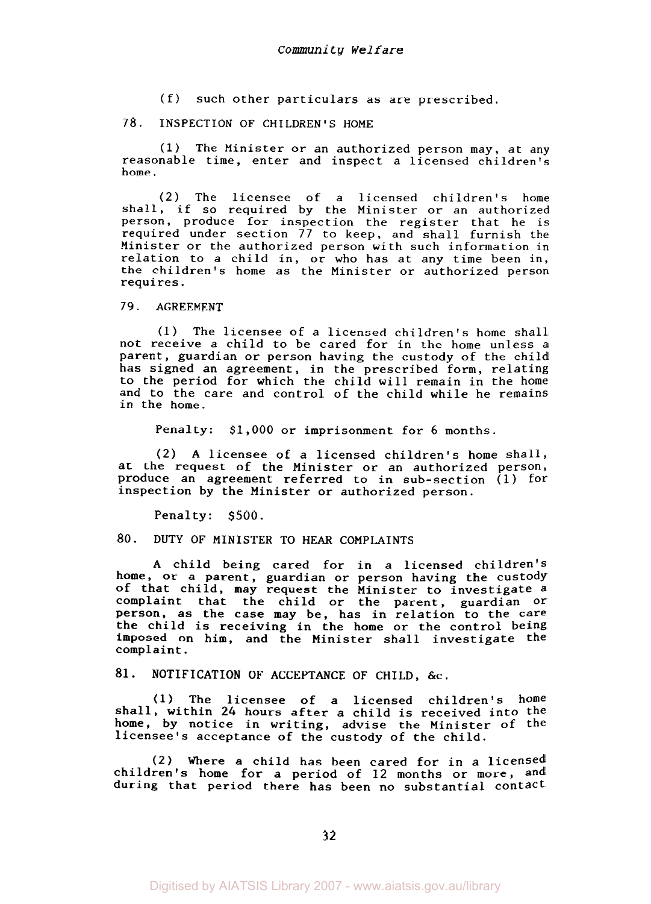(f) such other particulars as are prescribed.

## 78. INSPECTION OF CHILDREN'S HOME

(1) The Minister or an authorized person may, at any reasonable time, enter and inspect a licensed children's home.

(2) The licensee of a licensed children's home shall, if so required by the Minister or an authorized person, produce for inspection the register that he is required under section 77 to keep, and shall furnish the Minister or the authorized person with such information in relation to a child in, or who has at any time been in, the children's home as the Minister or authorized person requires.

## 79. AGREEMENT

(1) The licensee of a licensed children's home shall not receive a child to be cared for in the home unless a parent, guardian or person having the custody of the child has signed an agreement, in the prescribed form, relating to the period for which the child will remain in the home and to the care and control of the child while he remains in the home.

Penalty: $1,000 or imprisonment for 6 months.

(2) A licensee of a licensed children's home shall, at the request of the Minister or an authorized person, produce an agreement referred to in sub-section (1) for inspection by the Minister or authorized person.

Penalty: $500.

## 80. DUTY OF MINISTER TO HEAR COMPLAINTS

A child being cared for in a licensed children's home, or a parent, guardian or person having the custody of that child, may request the Minister to investigate a complaint that the child or the parent, guardian or person, as the case may be, has in relation to the care the child is receiving in the home or the control being imposed on him, and the Minister shall investigate the complaint.

## 81. NOTIFICATION OF ACCEPTANCE OF CHILD, &c.

(1) The licensee of a licensed children's home shall, within 24 hours after a child is received into the home, by notice in writing, advise the Minister of the licensee's acceptance of the custody of the child.

(2) Where a child has been cared for in a licensed children's home for a period of 12 months or more, and during that period there has been no substantial contact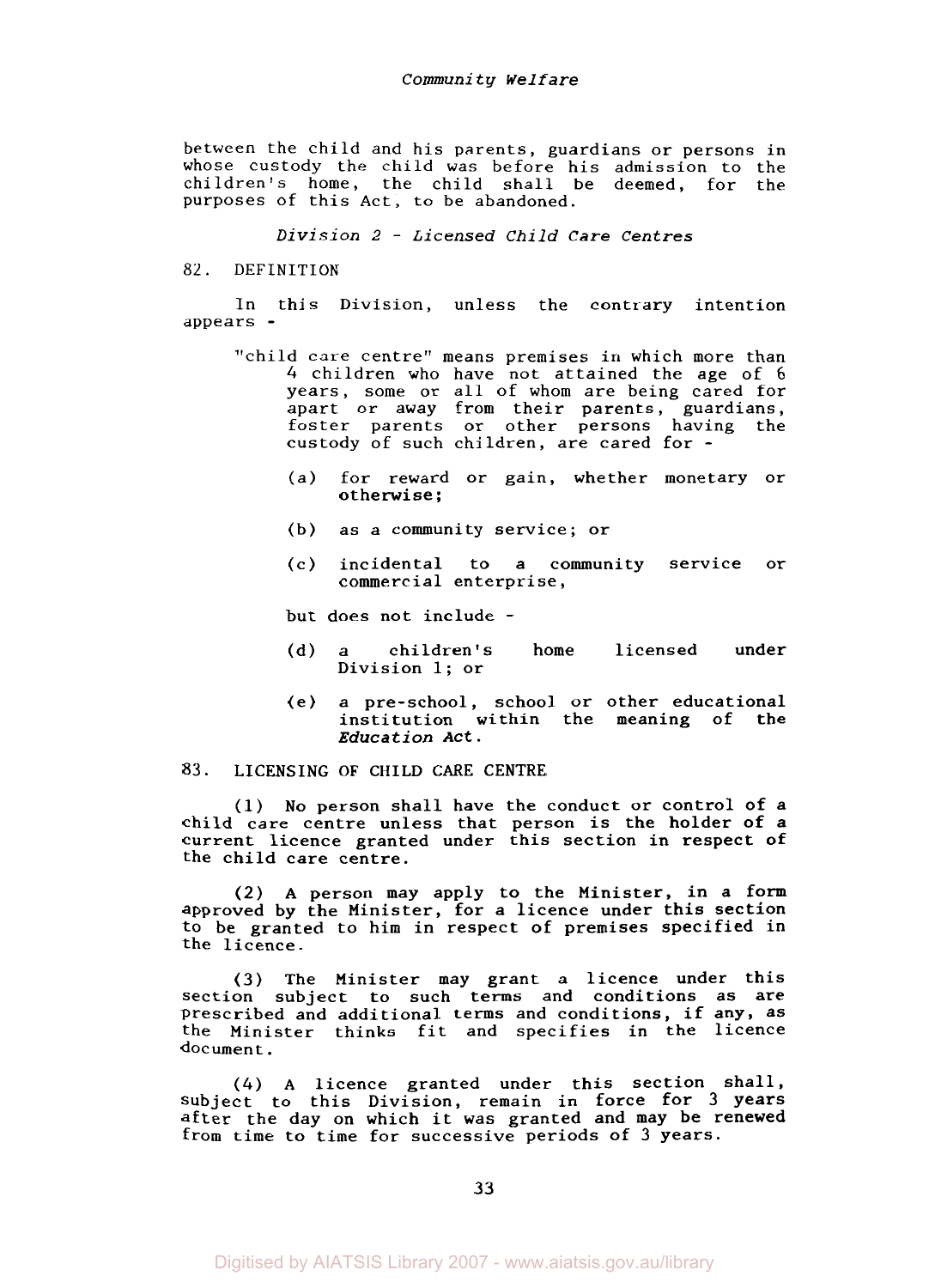between the child and his parents, guardians or persons in whose custody the child was before his admission to the children's home, the child shall be deemed, for the purposes of this Act, to be abandoned.

### *Division 2 - Licensed Child Care Centres*

82. DEFINITION

In this Division, unless the contrary intention appears -

"child care centre" means premises in which more than 4 children who have not attained the age of 6 years, some or all of whom are being cared for apart or away from their parents, guardians, foster parents or other persons having the custody of such children, are cared for -

(a) for reward or gain, whether monetary or otherwise;

(b) as a community service; or

(c) incidental to a community service or commercial enterprise,

but does not include -

(d) a children's home licensed under Division 1; or

(e) a pre-school, school or other educational institution within the meaning of the *Education Act*.

83. LICENSING OF CHILD CARE CENTRE

(1) No person shall have the conduct or control of a child care centre unless that person is the holder of a current licence granted under this section in respect of the child care centre.

(2) A person may apply to the Minister, in a form approved by the Minister, for a licence under this section to be granted to him in respect of premises specified in the licence.

(3) The Minister may grant a licence under this section subject to such terms and conditions as are prescribed and additional terms and conditions, if any, as the Minister thinks fit and specifies in the licence document.

(4) A licence granted under this section shall, subject to this Division, remain in force for 3 years after the day on which it was granted and may be renewed from time to time for successive periods of 3 years.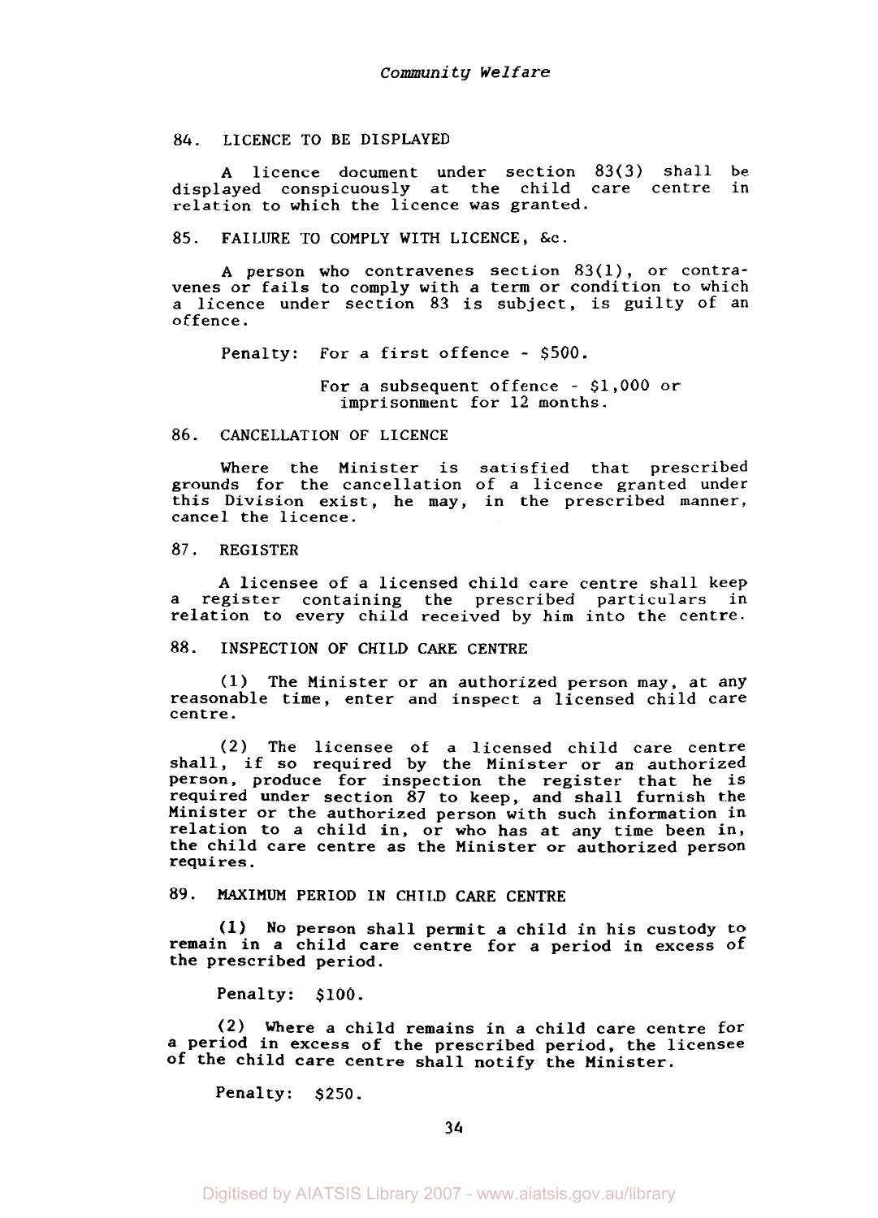## 84. LICENCE TO BE DISPLAYED

A licence document under section 83(3) shall be displayed conspicuously at the child care centre in relation to which the licence was granted.

## 85. FAILURE TO COMPLY WITH LICENCE, &c.

A person who contravenes section 83(1), or contravenes or fails to comply with a term or condition to which a licence under section 83 is subject, is guilty of an offence.

Penalty: For a first offence - $500.

For a subsequent offence - $1,000 or imprisonment for 12 months.

## 86. CANCELLATION OF LICENCE

Where the Minister is satisfied that prescribed grounds for the cancellation of a licence granted under this Division exist, he may, in the prescribed manner, cancel the licence.

## 87. REGISTER

A licensee of a licensed child care centre shall keep a register containing the prescribed particulars in relation to every child received by him into the centre.

## 88. INSPECTION OF CHILD CARE CENTRE

(1) The Minister or an authorized person may, at any reasonable time, enter and inspect a licensed child care centre.

(2) The licensee of a licensed child care centre shall, if so required by the Minister or an authorized person, produce for inspection the register that he is required under section 87 to keep, and shall furnish the Minister or the authorized person with such information in relation to a child in, or who has at any time been in, the child care centre as the Minister or authorized person requires.

## 89. MAXIMUM PERIOD IN CHILD CARE CENTRE

(1) No person shall permit a child in his custody to remain in a child care centre for a period in excess of the prescribed period.

Penalty: $100.

(2) Where a child remains in a child care centre for a period in excess of the prescribed period, the licensee of the child care centre shall notify the Minister.

Penalty: $250.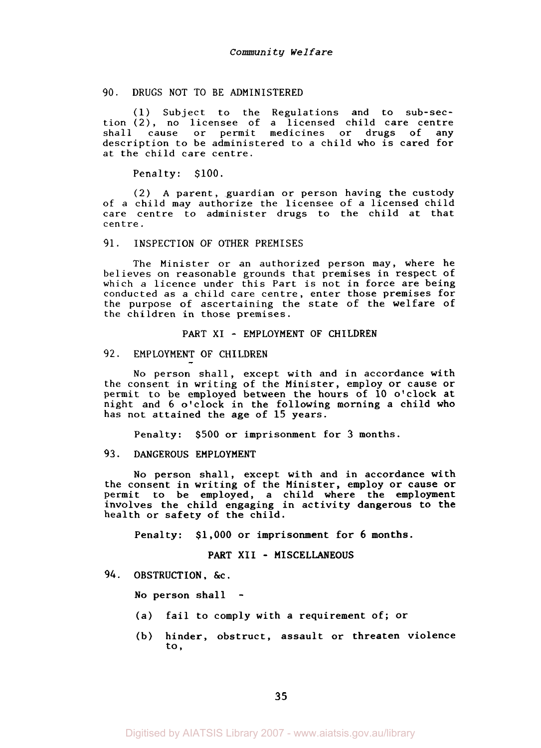### 90. DRUGS NOT TO BE ADMINISTERED

(1) Subject to the Regulations and to sub-section (2), no licensee of a licensed child care centre shall cause or permit medicines or drugs of any description to be administered to a child who is cared for at the child care centre.

Penalty: $100.

(2) A parent, guardian or person having the custody of a child may authorize the licensee of a licensed child care centre to administer drugs to the child at that centre.

### 91. INSPECTION OF OTHER PREMISES

The Minister or an authorized person may, where he believes on reasonable grounds that premises in respect of which a licence under this Part is not in force are being conducted as a child care centre, enter those premises for the purpose of ascertaining the state of the welfare of the children in those premises.

## PART XI - EMPLOYMENT OF CHILDREN

### 92. EMPLOYMENT OF CHILDREN

No person shall, except with and in accordance with the consent in writing of the Minister, employ or cause or permit to be employed between the hours of 10 o'clock at night and 6 o'clock in the following morning a child who has not attained the age of 15 years.

Penalty: $500 or imprisonment for 3 months.

### 93. DANGEROUS EMPLOYMENT

No person shall, except with and in accordance with the consent in writing of the Minister, employ or cause or permit to be employed, a child where the employment involves the child engaging in activity dangerous to the health or safety of the child.

Penalty: $1,000 or imprisonment for 6 months.

## PART XII - MISCELLANEOUS

### 94. OBSTRUCTION, &c.

No person shall -

(a) fail to comply with a requirement of; or

(b) hinder, obstruct, assault or threaten violence to,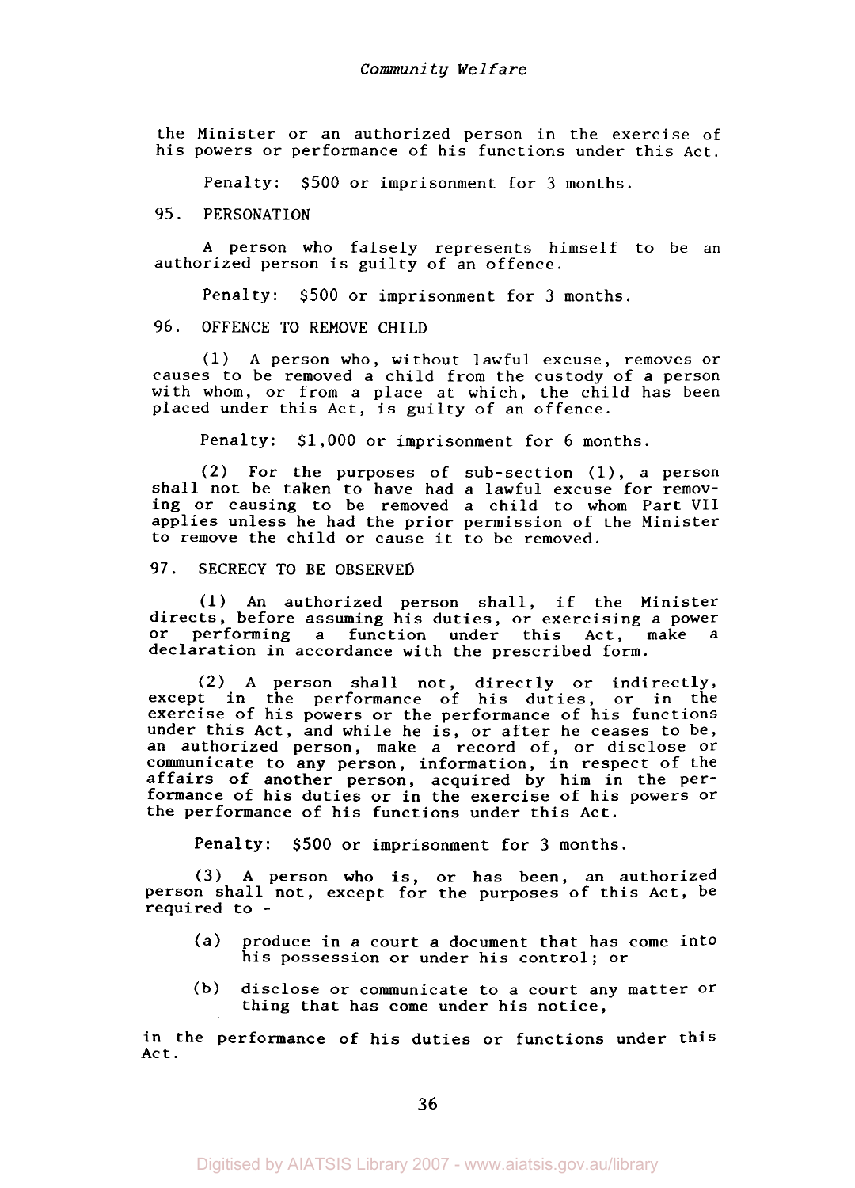the Minister or an authorized person in the exercise of his powers or performance of his functions under this Act.

Penalty: $500 or imprisonment for 3 months.

## 95. PERSONATION

A person who falsely represents himself to be an authorized person is guilty of an offence.

Penalty: $500 or imprisonment for 3 months.

## 96. OFFENCE TO REMOVE CHILD

(1) A person who, without lawful excuse, removes or causes to be removed a child from the custody of a person with whom, or from a place at which, the child has been placed under this Act, is guilty of an offence.

Penalty: $1,000 or imprisonment for 6 months.

(2) For the purposes of sub-section (1), a person shall not be taken to have had a lawful excuse for removing or causing to be removed a child to whom Part VII applies unless he had the prior permission of the Minister to remove the child or cause it to be removed.

## 97. SECRECY TO BE OBSERVED

(1) An authorized person shall, if the Minister directs, before assuming his duties, or exercising a power or performing a function under this Act, make a declaration in accordance with the prescribed form.

(2) A person shall not, directly or indirectly, except in the performance of his duties, or in the exercise of his powers or the performance of his functions under this Act, and while he is, or after he ceases to be, an authorized person, make a record of, or disclose or communicate to any person, information, in respect of the affairs of another person, acquired by him in the performance of his duties or in the exercise of his powers or the performance of his functions under this Act.

Penalty: $500 or imprisonment for 3 months.

(3) A person who is, or has been, an authorized person shall not, except for the purposes of this Act, be required to -

(a) produce in a court a document that has come into his possession or under his control; or

(b) disclose or communicate to a court any matter or thing that has come under his notice,

in the performance of his duties or functions under this Act.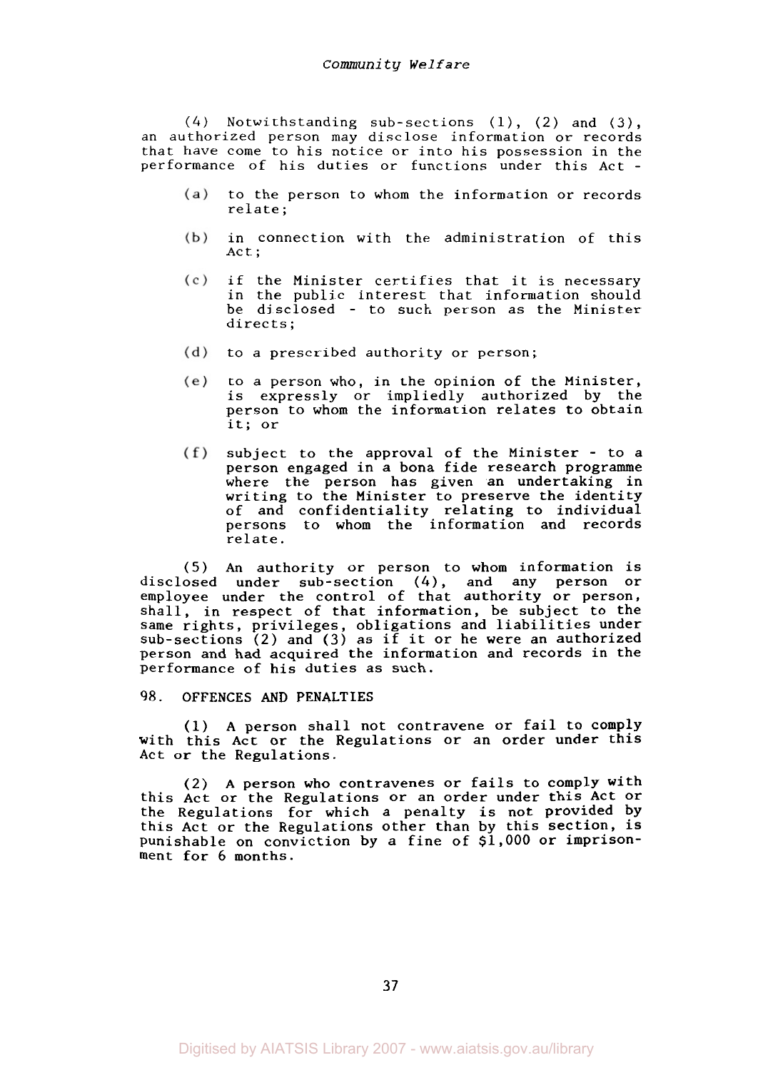(4) Notwithstanding sub-sections (1), (2) and (3), an authorized person may disclose information or records that have come to his notice or into his possession in the performance of his duties or functions under this Act -

(a) to the person to whom the information or records relate;

(b) in connection with the administration of this Act;

(c) if the Minister certifies that it is necessary in the public interest that information should be disclosed - to such person as the Minister directs;

(d) to a prescribed authority or person;

(e) to a person who, in the opinion of the Minister, is expressly or impliedly authorized by the person to whom the information relates to obtain it; or

(f) subject to the approval of the Minister - to a person engaged in a bona fide research programme where the person has given an undertaking in writing to the Minister to preserve the identity of and confidentiality relating to individual persons to whom the information and records relate.

(5) An authority or person to whom information is disclosed under sub-section (4), and any person or employee under the control of that authority or person, shall, in respect of that information, be subject to the same rights, privileges, obligations and liabilities under sub-sections (2) and (3) as if it or he were an authorized person and had acquired the information and records in the performance of his duties as such.

### 98. OFFENCES AND PENALTIES

(1) A person shall not contravene or fail to comply with this Act or the Regulations or an order under this Act or the Regulations.

(2) A person who contravenes or fails to comply with this Act or the Regulations or an order under this Act or the Regulations for which a penalty is not provided by this Act or the Regulations other than by this section, is punishable on conviction by a fine of $1,000 or imprisonment for 6 months.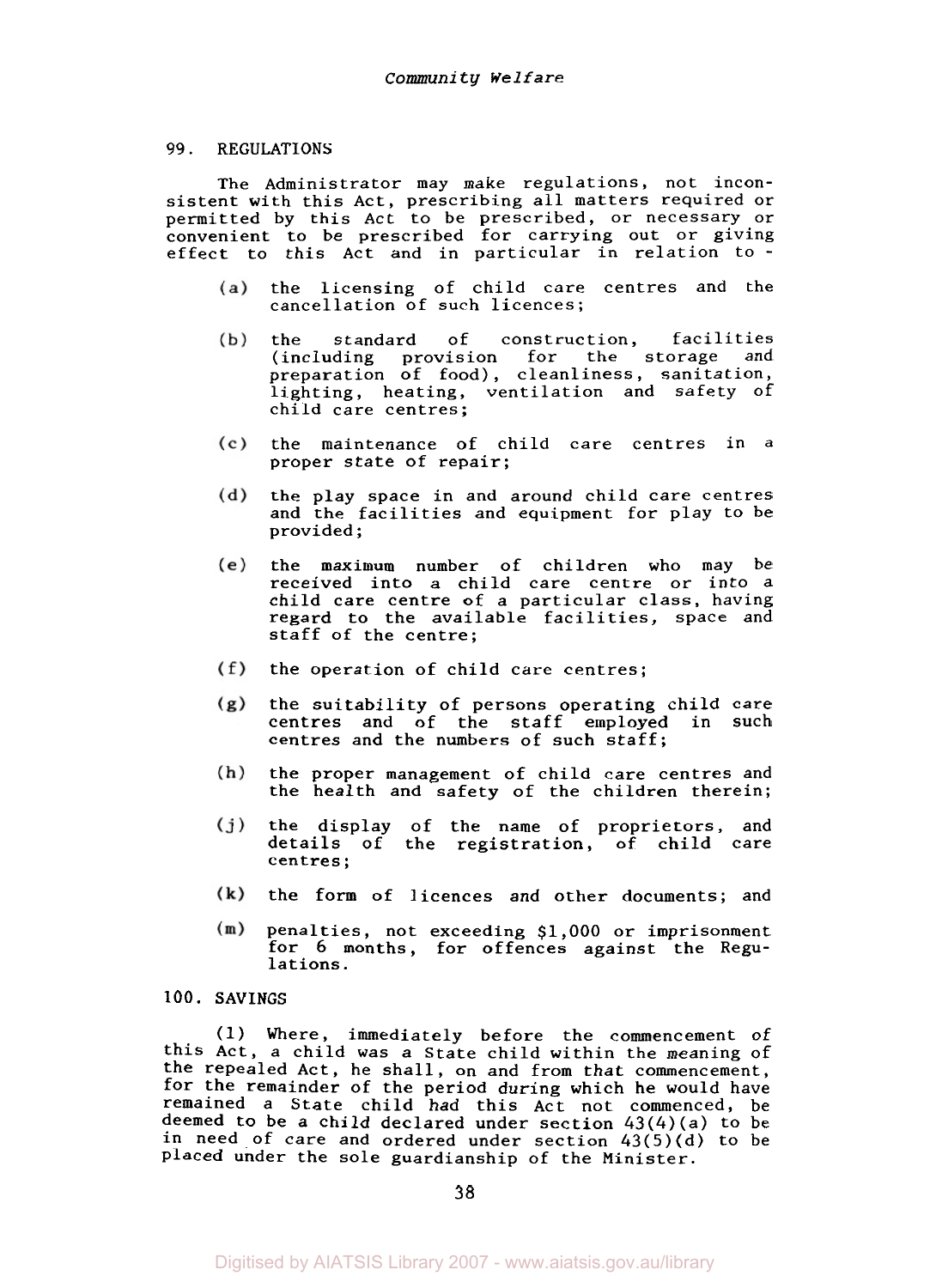## 99. REGULATIONS

The Administrator may make regulations, not inconsistent with this Act, prescribing all matters required or permitted by this Act to be prescribed, or necessary or convenient to be prescribed for carrying out or giving effect to this Act and in particular in relation to -

(a) the licensing of child care centres and the cancellation of such licences;

(b) the standard of construction, facilities (including provision for the storage and preparation of food), cleanliness, sanitation, lighting, heating, ventilation and safety of child care centres;

(c) the maintenance of child care centres in a proper state of repair;

(d) the play space in and around child care centres and the facilities and equipment for play to be provided;

(e) the maximum number of children who may be received into a child care centre or into a child care centre of a particular class, having regard to the available facilities, space and staff of the centre;

(f) the operation of child care centres;

(g) the suitability of persons operating child care centres and of the staff employed in such centres and the numbers of such staff;

(h) the proper management of child care centres and the health and safety of the children therein;

(j) the display of the name of proprietors, and details of the registration, of child care centres;

(k) the form of licences and other documents; and

(m) penalties, not exceeding $1,000 or imprisonment for 6 months, for offences against the Regulations.

## 100. SAVINGS

(1) Where, immediately before the commencement of this Act, a child was a State child within the meaning of the repealed Act, he shall, on and from that commencement, for the remainder of the period during which he would have remained a State child had this Act not commenced, be deemed to be a child declared under section 43(4)(a) to be in need of care and ordered under section 43(5)(d) to be placed under the sole guardianship of the Minister.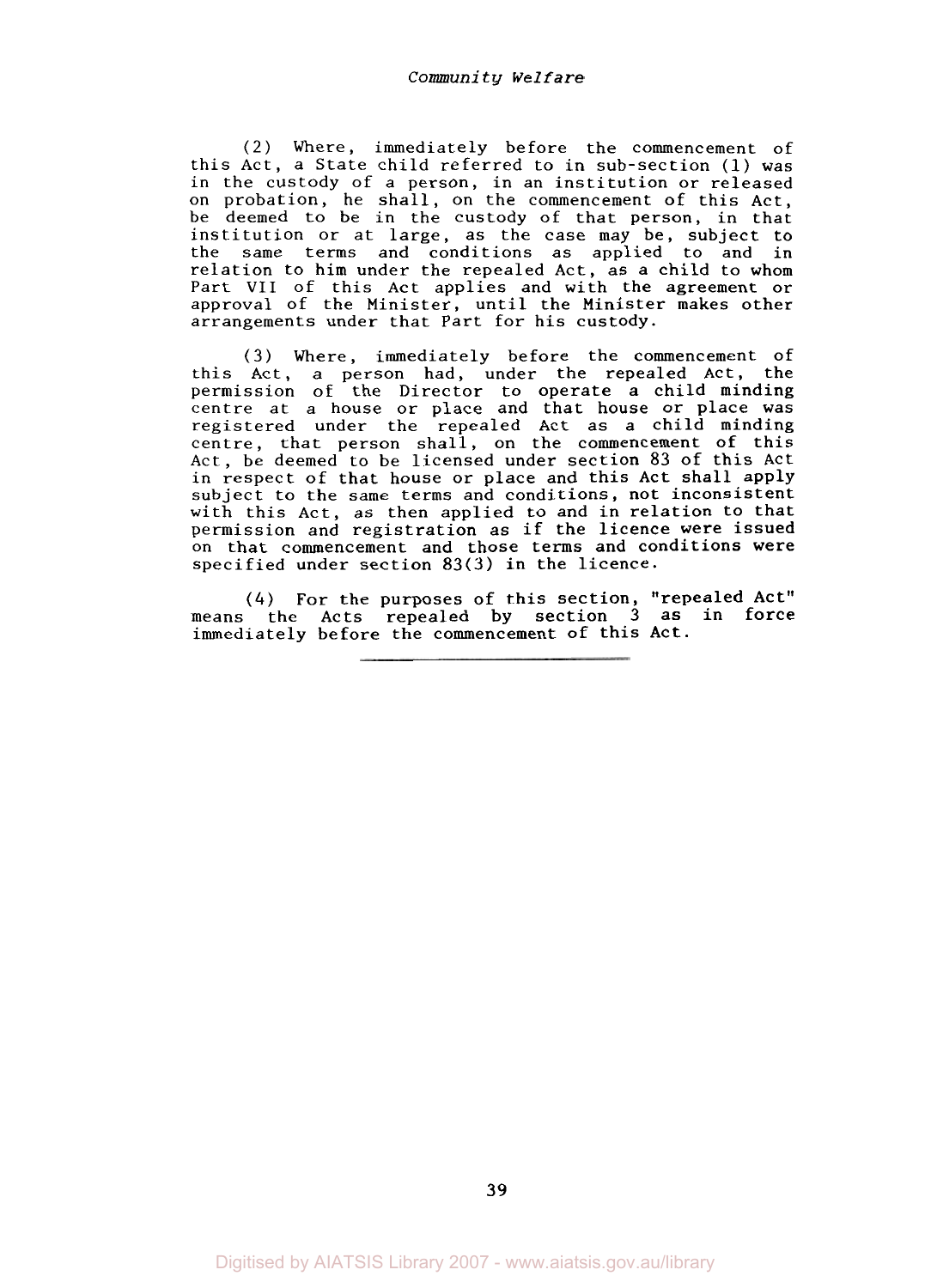(2) Where, immediately before the commencement of this Act, a State child referred to in sub-section (1) was in the custody of a person, in an institution or released on probation, he shall, on the commencement of this Act, be deemed to be in the custody of that person, in that institution or at large, as the case may be, subject to the same terms and conditions as applied to and in relation to him under the repealed Act, as a child to whom Part VII of this Act applies and with the agreement or approval of the Minister, until the Minister makes other arrangements under that Part for his custody.

(3) Where, immediately before the commencement of this Act, a person had, under the repealed Act, the permission of the Director to operate a child minding centre at a house or place and that house or place was registered under the repealed Act as a child minding centre, that person shall, on the commencement of this Act, be deemed to be licensed under section 83 of this Act in respect of that house or place and this Act shall apply subject to the same terms and conditions, not inconsistent with this Act, as then applied to and in relation to that permission and registration as if the licence were issued on that commencement and those terms and conditions were specified under section 83(3) in the licence.

(4) For the purposes of this section, "repealed Act" means the Acts repealed by section 3 as in force immediately before the commencement of this Act.

---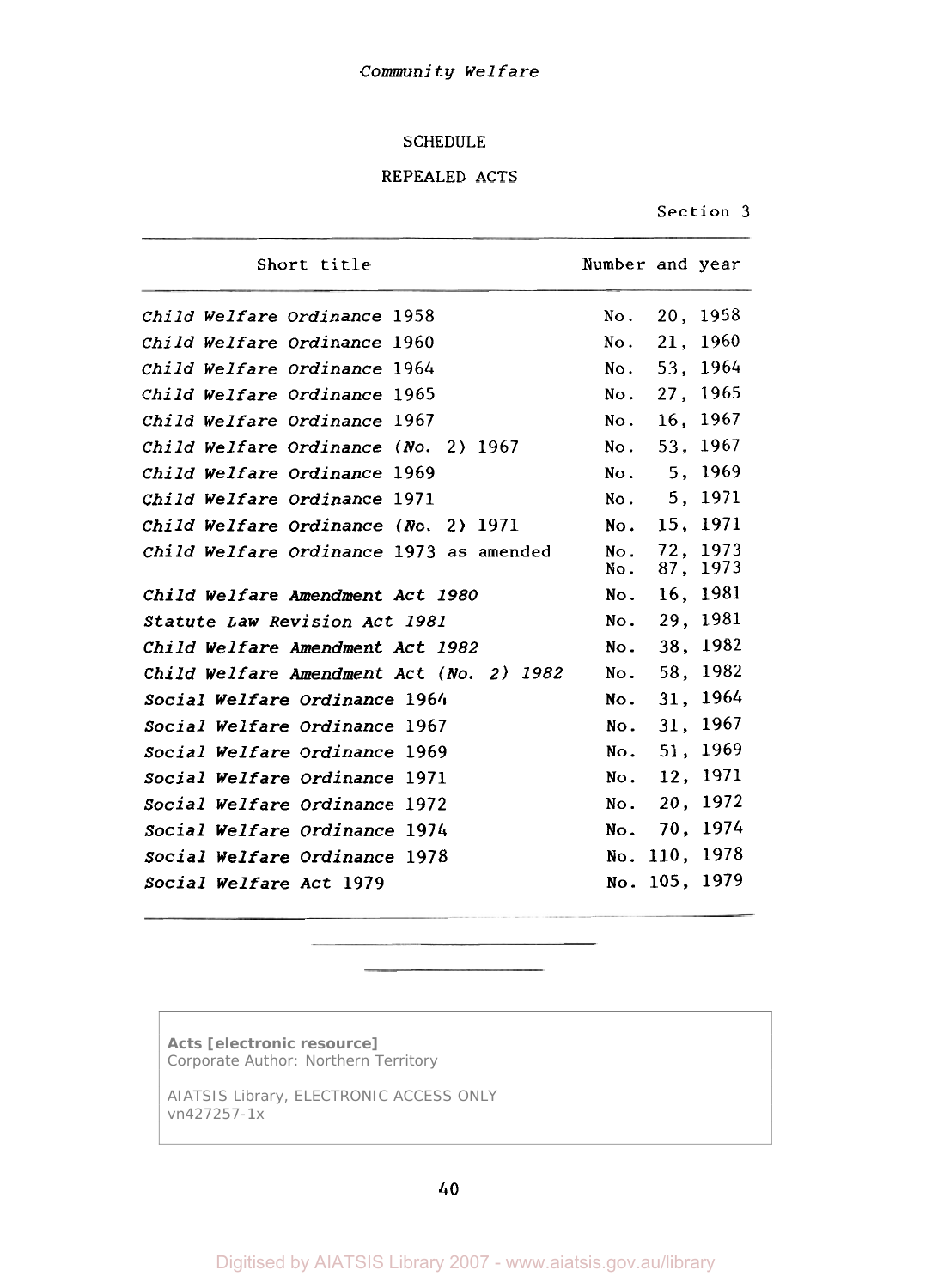SCHEDULE

REPEALED ACTS

Section 3

| Short title | Number and year |
|---|---|
| *Child Welfare Ordinance* 1958 | No. 20, 1958 |
| *Child Welfare Ordinance* 1960 | No. 21, 1960 |
| *Child Welfare Ordinance* 1964 | No. 53, 1964 |
| *Child Welfare Ordinance* 1965 | No. 27, 1965 |
| *Child Welfare Ordinance* 1967 | No. 16, 1967 |
| *Child Welfare Ordinance (No.* 2) 1967 | No. 53, 1967 |
| *Child Welfare Ordinance* 1969 | No. 5, 1969 |
| *Child Welfare Ordinance* 1971 | No. 5, 1971 |
| *Child Welfare Ordinance (No.* 2) 1971 | No. 15, 1971 |
| *Child Welfare Ordinance* 1973 as amended | No. 72, 1973<br>No. 87, 1973 |
| *Child Welfare Amendment Act 1980* | No. 16, 1981 |
| *Statute Law Revision Act 1981* | No. 29, 1981 |
| *Child Welfare Amendment Act 1982* | No. 38, 1982 |
| *Child Welfare Amendment Act (No. 2) 1982* | No. 58, 1982 |
| *Social Welfare Ordinance* 1964 | No. 31, 1964 |
| *Social Welfare Ordinance* 1967 | No. 31, 1967 |
| *Social Welfare Ordinance* 1969 | No. 51, 1969 |
| *Social Welfare Ordinance* 1971 | No. 12, 1971 |
| *Social Welfare Ordinance* 1972 | No. 20, 1972 |
| *Social Welfare Ordinance* 1974 | No. 70, 1974 |
| *Social Welfare Ordinance* 1978 | No. 110, 1978 |
| *Social Welfare Act* 1979 | No. 105, 1979 |

**Acts [electronic resource]**
Corporate Author: Northern Territory

AIATSIS Library, ELECTRONIC ACCESS ONLY
vn427257-1x